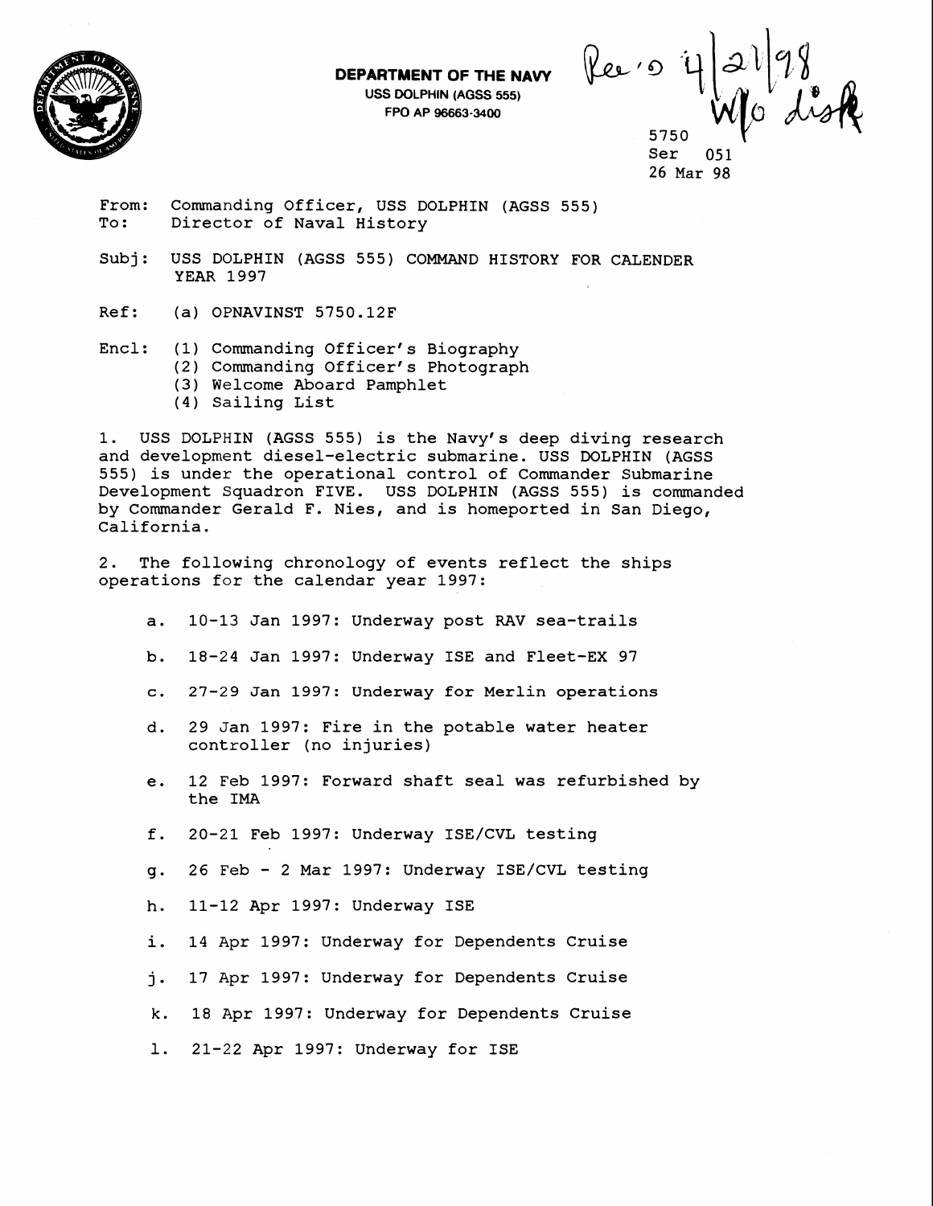**DEPARTMENT OF THE NAVY**
USS DOLPHIN (AGSS 555)
FPO AP 96663-3400

Rec'd 4/21/98
W/o disk

5750
Ser 051
26 Mar 98

From: Commanding Officer, USS DOLPHIN (AGSS 555)
To: Director of Naval History

Subj: USS DOLPHIN (AGSS 555) COMMAND HISTORY FOR CALENDER YEAR 1997

Ref: (a) OPNAVINST 5750.12F

Encl: (1) Commanding Officer's Biography
(2) Commanding Officer's Photograph
(3) Welcome Aboard Pamphlet
(4) Sailing List

1. USS DOLPHIN (AGSS 555) is the Navy's deep diving research and development diesel-electric submarine. USS DOLPHIN (AGSS 555) is under the operational control of Commander Submarine Development Squadron FIVE. USS DOLPHIN (AGSS 555) is commanded by Commander Gerald F. Nies, and is homeported in San Diego, California.

2. The following chronology of events reflect the ships operations for the calendar year 1997:

a. 10-13 Jan 1997: Underway post RAV sea-trails

b. 18-24 Jan 1997: Underway ISE and Fleet-EX 97

c. 27-29 Jan 1997: Underway for Merlin operations

d. 29 Jan 1997: Fire in the potable water heater controller (no injuries)

e. 12 Feb 1997: Forward shaft seal was refurbished by the IMA

f. 20-21 Feb 1997: Underway ISE/CVL testing

g. 26 Feb - 2 Mar 1997: Underway ISE/CVL testing

h. 11-12 Apr 1997: Underway ISE

i. 14 Apr 1997: Underway for Dependents Cruise

j. 17 Apr 1997: Underway for Dependents Cruise

k. 18 Apr 1997: Underway for Dependents Cruise

l. 21-22 Apr 1997: Underway for ISE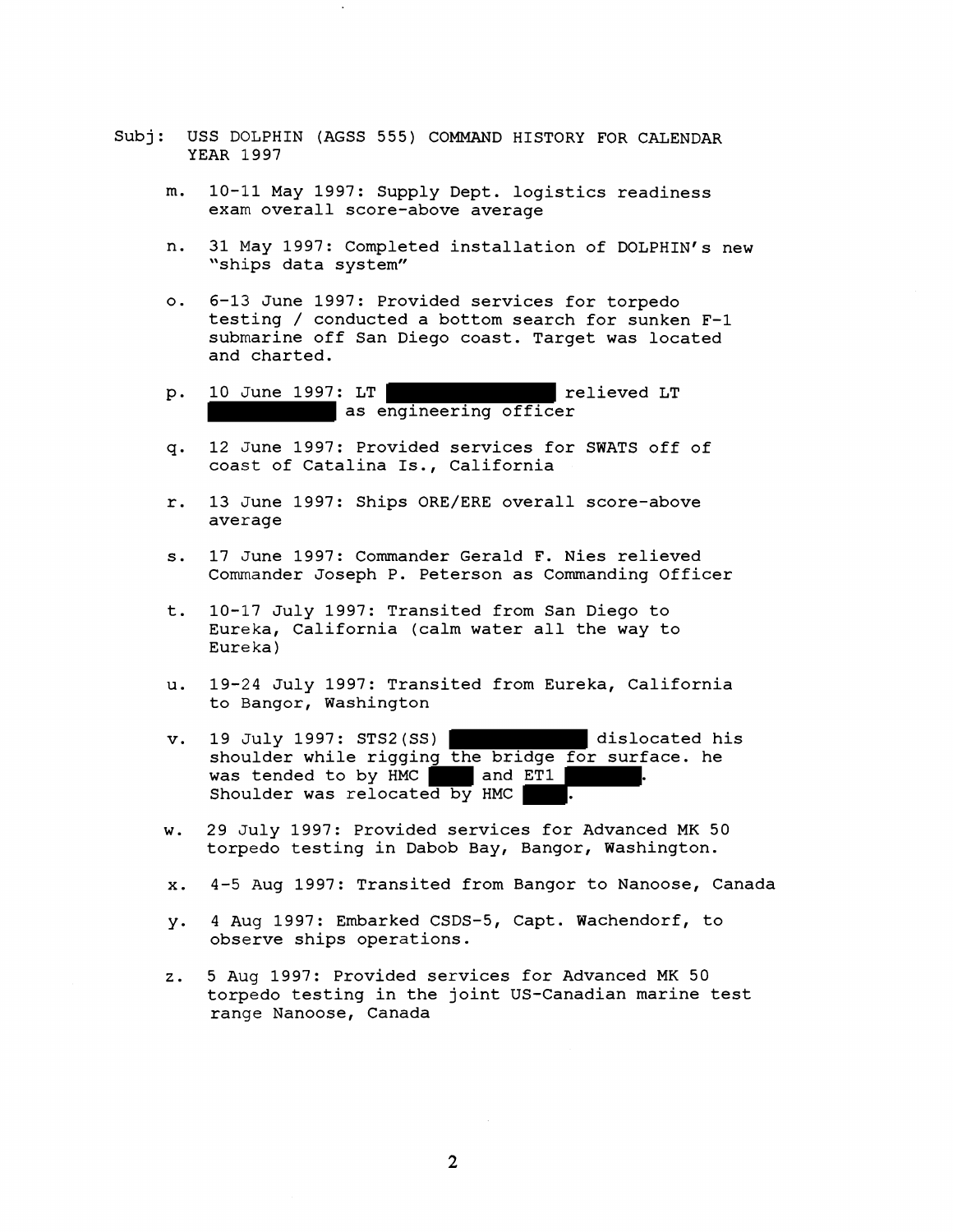Subj: USS DOLPHIN (AGSS 555) COMMAND HISTORY FOR CALENDAR YEAR 1997

m. 10-11 May 1997: Supply Dept. logistics readiness exam overall score-above average

n. 31 May 1997: Completed installation of DOLPHIN's new "ships data system"

o. 6-13 June 1997: Provided services for torpedo testing / conducted a bottom search for sunken F-1 submarine off San Diego coast. Target was located and charted.

p. 10 June 1997: LT ██████████ relieved LT ██████████ as engineering officer

q. 12 June 1997: Provided services for SWATS off of coast of Catalina Is., California

r. 13 June 1997: Ships ORE/ERE overall score-above average

s. 17 June 1997: Commander Gerald F. Nies relieved Commander Joseph P. Peterson as Commanding Officer

t. 10-17 July 1997: Transited from San Diego to Eureka, California (calm water all the way to Eureka)

u. 19-24 July 1997: Transited from Eureka, California to Bangor, Washington

v. 19 July 1997: STS2(SS) ██████████ dislocated his shoulder while rigging the bridge for surface. he was tended to by HMC ████ and ET1 ██████. Shoulder was relocated by HMC ████.

w. 29 July 1997: Provided services for Advanced MK 50 torpedo testing in Dabob Bay, Bangor, Washington.

x. 4-5 Aug 1997: Transited from Bangor to Nanoose, Canada

y. 4 Aug 1997: Embarked CSDS-5, Capt. Wachendorf, to observe ships operations.

z. 5 Aug 1997: Provided services for Advanced MK 50 torpedo testing in the joint US-Canadian marine test range Nanoose, Canada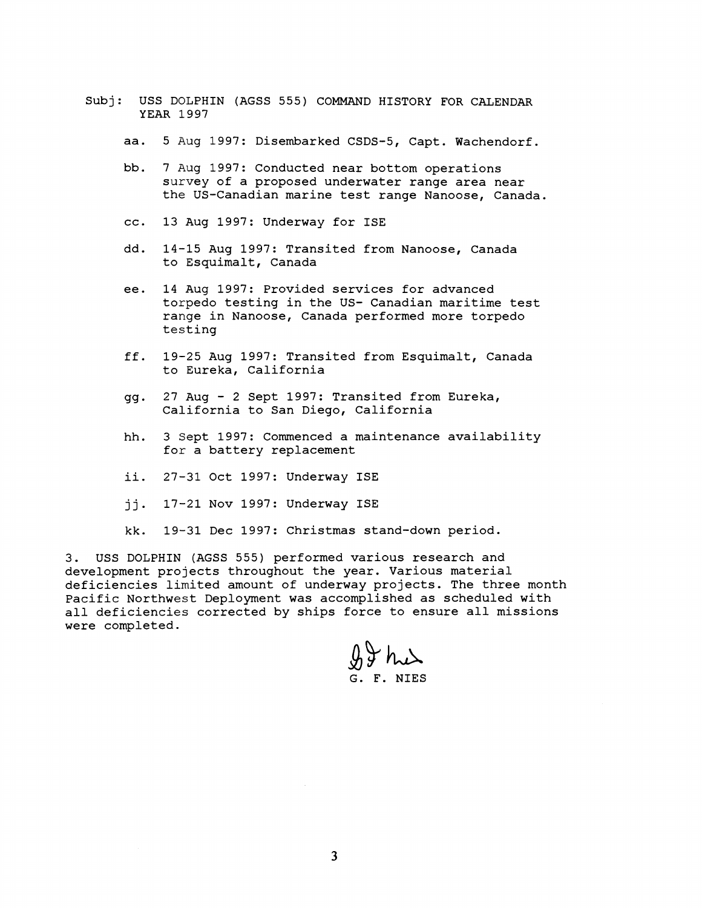Subj: USS DOLPHIN (AGSS 555) COMMAND HISTORY FOR CALENDAR YEAR 1997

aa. 5 Aug 1997: Disembarked CSDS-5, Capt. Wachendorf.

bb. 7 Aug 1997: Conducted near bottom operations survey of a proposed underwater range area near the US-Canadian marine test range Nanoose, Canada.

cc. 13 Aug 1997: Underway for ISE

dd. 14-15 Aug 1997: Transited from Nanoose, Canada to Esquimalt, Canada

ee. 14 Aug 1997: Provided services for advanced torpedo testing in the US- Canadian maritime test range in Nanoose, Canada performed more torpedo testing

ff. 19-25 Aug 1997: Transited from Esquimalt, Canada to Eureka, California

gg. 27 Aug - 2 Sept 1997: Transited from Eureka, California to San Diego, California

hh. 3 Sept 1997: Commenced a maintenance availability for a battery replacement

ii. 27-31 Oct 1997: Underway ISE

jj. 17-21 Nov 1997: Underway ISE

kk. 19-31 Dec 1997: Christmas stand-down period.

3. USS DOLPHIN (AGSS 555) performed various research and development projects throughout the year. Various material deficiencies limited amount of underway projects. The three month Pacific Northwest Deployment was accomplished as scheduled with all deficiencies corrected by ships force to ensure all missions were completed.

G. F. NIES